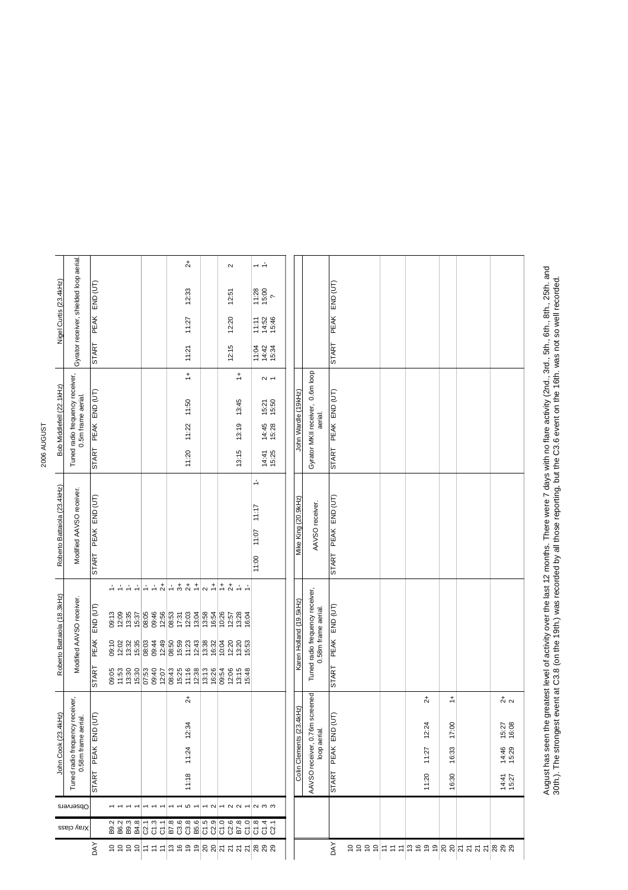# 2006 AUGUST

| DAY | Xray class | Observers | John Cook (23.4kHz) Tuned radio frequency receiver, 0.58m frame aerial. | | | | Roberto Battaiola (18.3kHz) Modified AAVSO receiver. | | | | Roberto Battaiola (23.4kHz) Modified AAVSO receiver. | | | | Bob Middlefell (22.1kHz) Tuned radio frequency receiver, 0.5m frame aerial. | | | | Nigel Curtis (23.4kHz) Gyrator receiver, shielded loop aerial. | | | |
|---|---|---|---|---|---|---|---|---|---|---|---|---|---|---|---|---|---|---|---|---|---|---|
| | | | START | PEAK | END (UT) | | START | PEAK | END (UT) | | START | PEAK | END (UT) | | START | PEAK | END (UT) | | START | PEAK | END (UT) | |
| 10 | B9.2 | 1 | | | | | 09:05 | 09:10 | 09:13 | 1- | | | | | | | | | | | | |
| 10 | B6.2 | 1 | | | | | 11:53 | 12:02 | 12:09 | 1- | | | | | | | | | | | | |
| 10 | B9.3 | 1 | | | | | 13:30 | 13:32 | 13:35 | 1- | | | | | | | | | | | | |
| 10 | B4.8 | 1 | | | | | 15:30 | 15:35 | 15:37 | 1- | | | | | | | | | | | | |
| 11 | C2.1 | 1 | | | | | 07:53 | 08:03 | 08:05 | 1- | | | | | | | | | | | | |
| 11 | C1.3 | 1 | | | | | 09:40 | 09:44 | 09:46 | 1- | | | | | | | | | | | | |
| 11 | C1.1 | 1 | | | | | 12:07 | 12:49 | 12:56 | 2+ | | | | | | | | | | | | |
| 13 | B7.8 | 1 | | | | | 08:43 | 08:50 | 08:53 | 1- | | | | | | | | | | | | |
| 16 | C3.6 | 1 | | | | | 15:25 | 15:59 | 17:31 | 3+ | | | | | | | | | | | | |
| 19 | C3.8 | 5 | 11:18 | 11:24 | 12:34 | 2+ | 11:16 | 11:23 | 12:03 | 2+ | | | | | 11:20 | 11:22 | 11:50 | 1+ | 11:21 | 11:27 | 12:33 | 2+ |
| 19 | B5.6 | 1 | | | | | 12:38 | 12:43 | 13:04 | 1+ | | | | | | | | | | | | |
| 20 | C1.5 | 1 | | | | | 13:13 | 13:38 | 13:58 | 2 | | | | | | | | | | | | |
| 20 | C2.9 | 2 | | | | | 16:26 | 16:32 | 16:54 | 1+ | | | | | | | | | | | | |
| 21 | C1.0 | 1 | | | | | 09:54 | 10:04 | 10:26 | 1+ | | | | | | | | | | | | |
| 21 | C2.6 | 2 | | | | | 12:06 | 12:20 | 12:57 | 2+ | | | | | | | | | 12:15 | 12:20 | 12:51 | 2 |
| 21 | B7.8 | 2 | | | | | 13:15 | 13:20 | 13:28 | 1- | | | | | 13:15 | 13:19 | 13:45 | 1+ | | | | |
| 21 | C1.0 | 1 | | | | | 15:48 | 15:53 | 16:04 | 1- | | | | | | | | | | | | |
| 28 | C1.8 | 2 | | | | | | | | | 11:00 | 11:07 | 11:17 | 1- | | | | | 11:04 | 11:11 | 11:28 | 1 |
| 29 | C1.4 | 3 | | | | | | | | | | | | | 14:41 | 14:45 | 15:21 | 2 | 14:42 | 14:52 | 15:00 | 1- |
| 29 | C2.1 | 3 | | | | | | | | | | | | | 15:25 | 15:28 | 15:50 | 1 | 15:34 | 15:46 | ? | |

| DAY | Colin Clements (23.4kHz) AAVSO receiver, 0.76m screened loop aerial. | | | | Karen Holland (19.5kHz) Tuned radio frequency receiver, 0.58m frame aerial. | | | | Mike King (20.9kHz) AAVSO receiver. | | | | John Wardle (19kHz) Gyrator MKII receiver, 0.6m loop aerial. | | | | | | | |
|---|---|---|---|---|---|---|---|---|---|---|---|---|---|---|---|---|---|---|---|---|
| | START | PEAK | END (UT) | | START | PEAK | END (UT) | | START | PEAK | END (UT) | | START | PEAK | END (UT) | | START | PEAK | END (UT) | |
| 10 | | | | | | | | | | | | | | | | | | | | |
| 10 | | | | | | | | | | | | | | | | | | | | |
| 10 | | | | | | | | | | | | | | | | | | | | |
| 10 | | | | | | | | | | | | | | | | | | | | |
| 11 | | | | | | | | | | | | | | | | | | | | |
| 11 | | | | | | | | | | | | | | | | | | | | |
| 11 | | | | | | | | | | | | | | | | | | | | |
| 13 | | | | | | | | | | | | | | | | | | | | |
| 16 | | | | | | | | | | | | | | | | | | | | |
| 19 | 11:20 | 11:27 | 12:24 | 2+ | | | | | | | | | | | | | | | | |
| 19 | | | | | | | | | | | | | | | | | | | | |
| 20 | | | | | | | | | | | | | | | | | | | | |
| 20 | 16:30 | 16:33 | 17:00 | 1+ | | | | | | | | | | | | | | | | |
| 21 | | | | | | | | | | | | | | | | | | | | |
| 21 | | | | | | | | | | | | | | | | | | | | |
| 21 | | | | | | | | | | | | | | | | | | | | |
| 21 | | | | | | | | | | | | | | | | | | | | |
| 28 | | | | | | | | | | | | | | | | | | | | |
| 29 | 14:41 | 14:46 | 15:27 | 2+ | | | | | | | | | | | | | | | | |
| 29 | 15:27 | 15:29 | 16:08 | 2 | | | | | | | | | | | | | | | | |

August has seen the greatest level of activity over the last 12 months. There were 7 days with no flare activity (2nd., 3rd., 5th, 6th., 8th., 25th. and 30th.). The strongest event at C3.8 (on the 19th.) was recorded by all those reporting, but the C3.6 event on the 16th. was not so well recorded.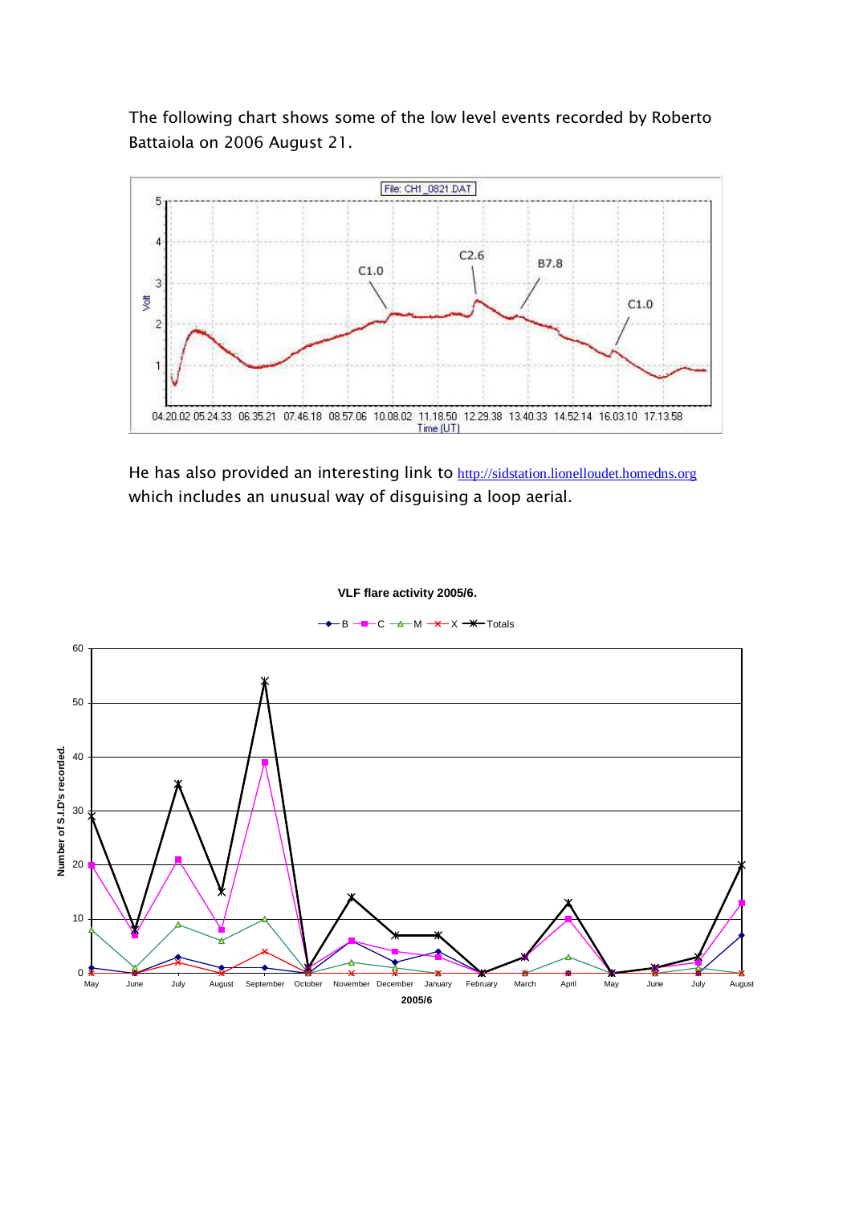The following chart shows some of the low level events recorded by Roberto Battaiola on 2006 August 21.

File: CH1_0821.DAT

Volt

5
4
3
2
1

C1.0
C2.6
B7.8
C1.0

04.20.02 05.24.33 06.35.21 07.46.18 08.57.06 10.08.02 11.18.50 12.29.38 13.40.33 14.52.14 16.03.10 17.13.58

Time [UT]

He has also provided an interesting link to http://sidstation.lionelloudet.homedns.org which includes an unusual way of disguising a loop aerial.

**VLF flare activity 2005/6.**

B C M X Totals

Number of S.I.D's recorded.

60
50
40
30
20
10
0

May June July August September October November December January February March April May June July August

2005/6